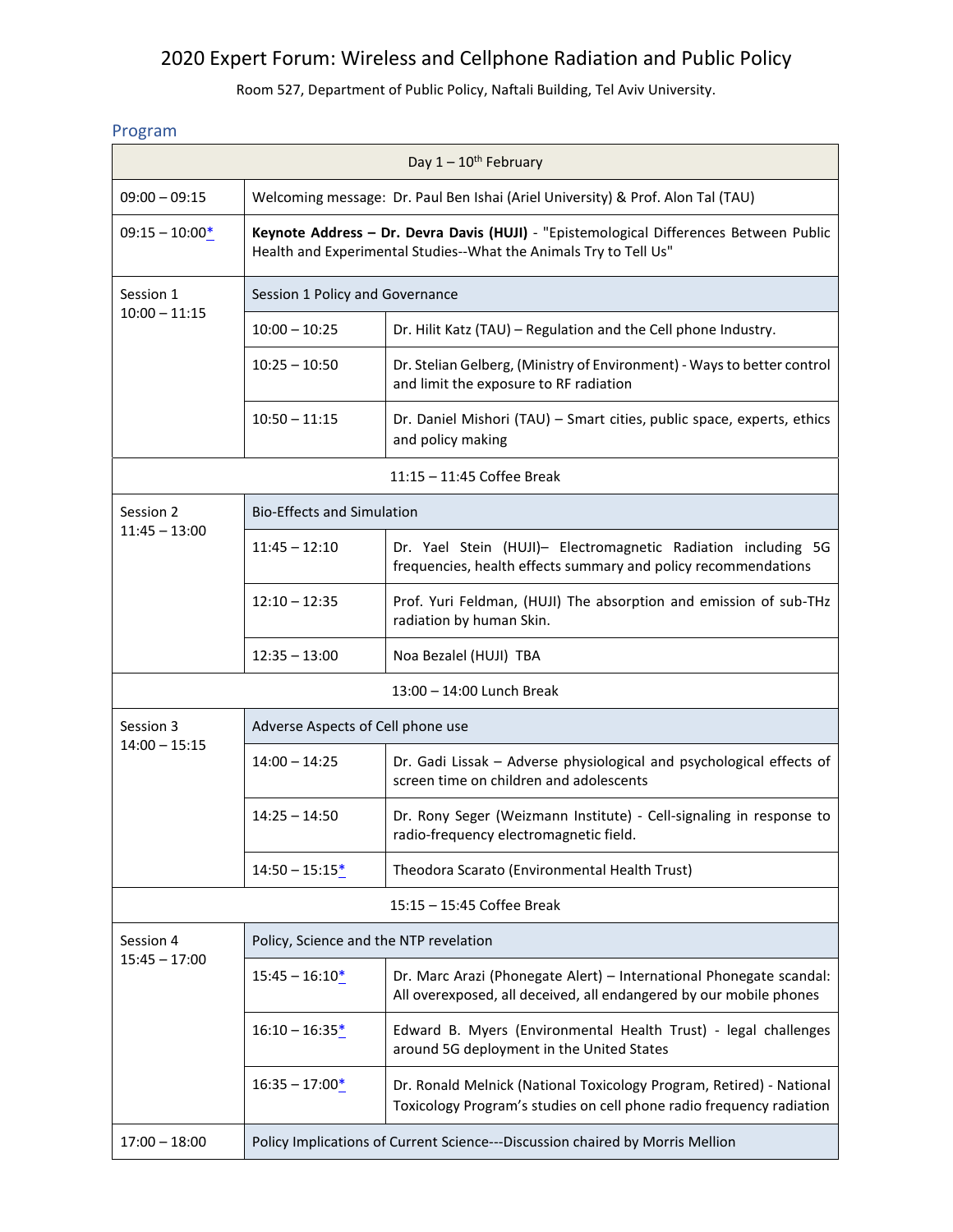# 2020 Expert Forum: Wireless and Cellphone Radiation and Public Policy

Room 527, Department of Public Policy, Naftali Building, Tel Aviv University.

## Program

| Day 1 – 10th February | | |
|---|---|---|
| 09:00 – 09:15 | Welcoming message: Dr. Paul Ben Ishai (Ariel University) & Prof. Alon Tal (TAU) | |
| 09:15 – 10:00* | **Keynote Address – Dr. Devra Davis (HUJI)** - "Epistemological Differences Between Public Health and Experimental Studies--What the Animals Try to Tell Us" | |
| Session 1<br>10:00 – 11:15 | Session 1 Policy and Governance | |
| | 10:00 – 10:25 | Dr. Hilit Katz (TAU) – Regulation and the Cell phone Industry. |
| | 10:25 – 10:50 | Dr. Stelian Gelberg, (Ministry of Environment) - Ways to better control and limit the exposure to RF radiation |
| | 10:50 – 11:15 | Dr. Daniel Mishori (TAU) – Smart cities, public space, experts, ethics and policy making |
| 11:15 – 11:45 Coffee Break | | |
| Session 2<br>11:45 – 13:00 | Bio-Effects and Simulation | |
| | 11:45 – 12:10 | Dr. Yael Stein (HUJI)– Electromagnetic Radiation including 5G frequencies, health effects summary and policy recommendations |
| | 12:10 – 12:35 | Prof. Yuri Feldman, (HUJI) The absorption and emission of sub-THz radiation by human Skin. |
| | 12:35 – 13:00 | Noa Bezalel (HUJI) TBA |
| 13:00 – 14:00 Lunch Break | | |
| Session 3<br>14:00 – 15:15 | Adverse Aspects of Cell phone use | |
| | 14:00 – 14:25 | Dr. Gadi Lissak – Adverse physiological and psychological effects of screen time on children and adolescents |
| | 14:25 – 14:50 | Dr. Rony Seger (Weizmann Institute) - Cell-signaling in response to radio-frequency electromagnetic field. |
| | 14:50 – 15:15* | Theodora Scarato (Environmental Health Trust) |
| 15:15 – 15:45 Coffee Break | | |
| Session 4<br>15:45 – 17:00 | Policy, Science and the NTP revelation | |
| | 15:45 – 16:10* | Dr. Marc Arazi (Phonegate Alert) – International Phonegate scandal: All overexposed, all deceived, all endangered by our mobile phones |
| | 16:10 – 16:35* | Edward B. Myers (Environmental Health Trust) - legal challenges around 5G deployment in the United States |
| | 16:35 – 17:00* | Dr. Ronald Melnick (National Toxicology Program, Retired) - National Toxicology Program's studies on cell phone radio frequency radiation |
| 17:00 – 18:00 | Policy Implications of Current Science---Discussion chaired by Morris Mellion | |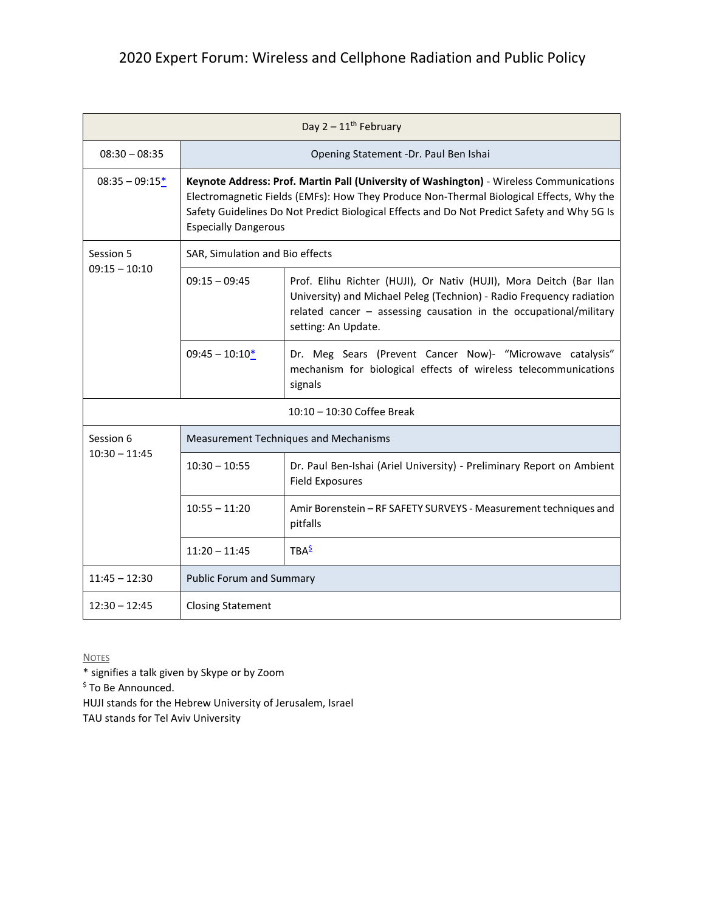# 2020 Expert Forum: Wireless and Cellphone Radiation and Public Policy

| Day 2 – 11th February | | |
|---|---|---|
| 08:30 – 08:35 | Opening Statement -Dr. Paul Ben Ishai | |
| 08:35 – 09:15* | **Keynote Address: Prof. Martin Pall (University of Washington)** - Wireless Communications Electromagnetic Fields (EMFs): How They Produce Non-Thermal Biological Effects, Why the Safety Guidelines Do Not Predict Biological Effects and Do Not Predict Safety and Why 5G Is Especially Dangerous | |
| Session 5<br>09:15 – 10:10 | SAR, Simulation and Bio effects | |
| | 09:15 – 09:45 | Prof. Elihu Richter (HUJI), Or Nativ (HUJI), Mora Deitch (Bar Ilan University) and Michael Peleg (Technion) - Radio Frequency radiation related cancer – assessing causation in the occupational/military setting: An Update. |
| | 09:45 – 10:10* | Dr. Meg Sears (Prevent Cancer Now)- "Microwave catalysis" mechanism for biological effects of wireless telecommunications signals |
| 10:10 – 10:30 Coffee Break | | |
| Session 6<br>10:30 – 11:45 | Measurement Techniques and Mechanisms | |
| | 10:30 – 10:55 | Dr. Paul Ben-Ishai (Ariel University) - Preliminary Report on Ambient Field Exposures |
| | 10:55 – 11:20 | Amir Borenstein – RF SAFETY SURVEYS - Measurement techniques and pitfalls |
| | 11:20 – 11:45 | TBA[$] |
| 11:45 – 12:30 | Public Forum and Summary | |
| 12:30 – 12:45 | Closing Statement | |

NOTES

* signifies a talk given by Skype or by Zoom

[$] To Be Announced.

HUJI stands for the Hebrew University of Jerusalem, Israel

TAU stands for Tel Aviv University